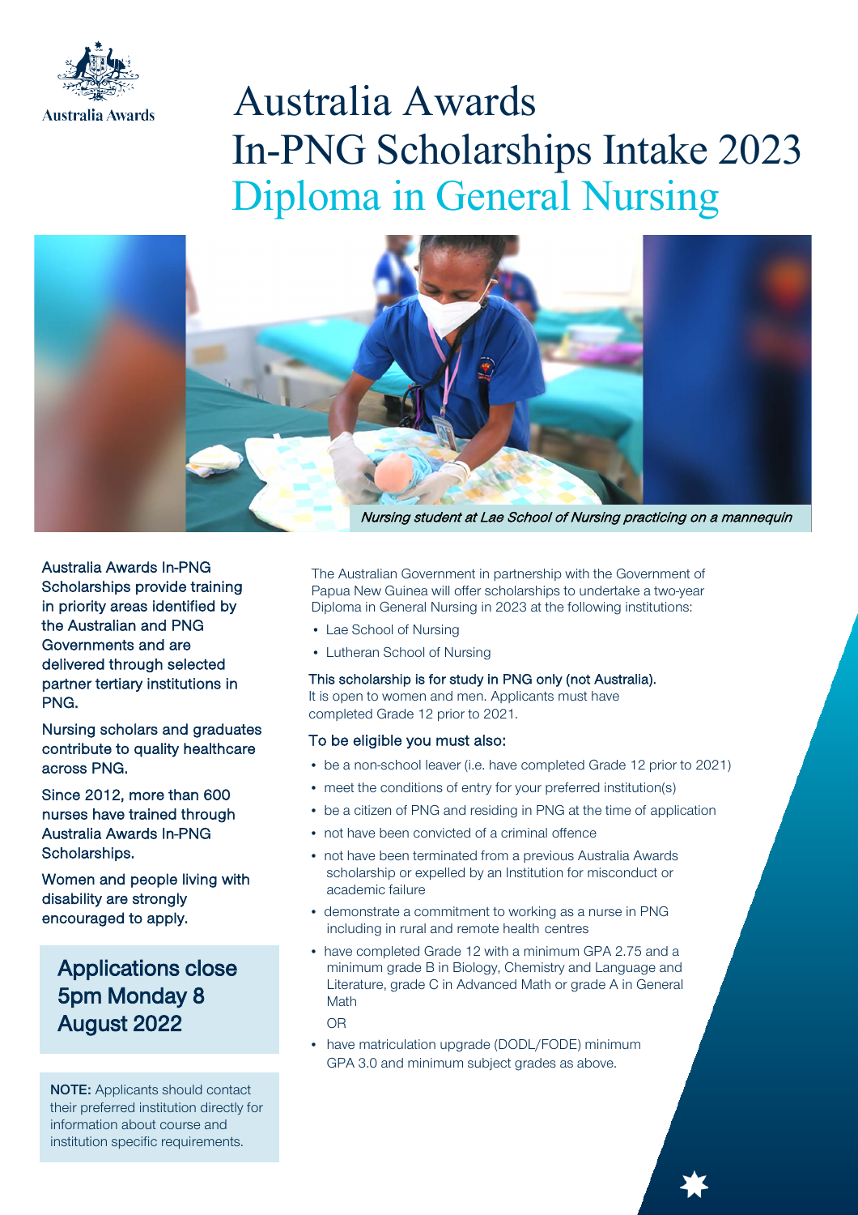Australia Awards

# Australia Awards In-PNG Scholarships Intake 2023

## Diploma in General Nursing

*Nursing student at Lae School of Nursing practicing on a mannequin*

Australia Awards In-PNG Scholarships provide training in priority areas identified by the Australian and PNG Governments and are delivered through selected partner tertiary institutions in PNG.

Nursing scholars and graduates contribute to quality healthcare across PNG.

Since 2012, more than 600 nurses have trained through Australia Awards In-PNG Scholarships.

Women and people living with disability are strongly encouraged to apply.

**Applications close 5pm Monday 8 August 2022**

**NOTE:** Applicants should contact their preferred institution directly for information about course and institution specific requirements.

The Australian Government in partnership with the Government of Papua New Guinea will offer scholarships to undertake a two-year Diploma in General Nursing in 2023 at the following institutions:

- Lae School of Nursing
- Lutheran School of Nursing

This scholarship is for study in PNG only (not Australia).
It is open to women and men. Applicants must have completed Grade 12 prior to 2021.

To be eligible you must also:

- be a non-school leaver (i.e. have completed Grade 12 prior to 2021)
- meet the conditions of entry for your preferred institution(s)
- be a citizen of PNG and residing in PNG at the time of application
- not have been convicted of a criminal offence
- not have been terminated from a previous Australia Awards scholarship or expelled by an Institution for misconduct or academic failure
- demonstrate a commitment to working as a nurse in PNG including in rural and remote health centres
- have completed Grade 12 with a minimum GPA 2.75 and a minimum grade B in Biology, Chemistry and Language and Literature, grade C in Advanced Math or grade A in General Math

  OR

- have matriculation upgrade (DODL/FODE) minimum GPA 3.0 and minimum subject grades as above.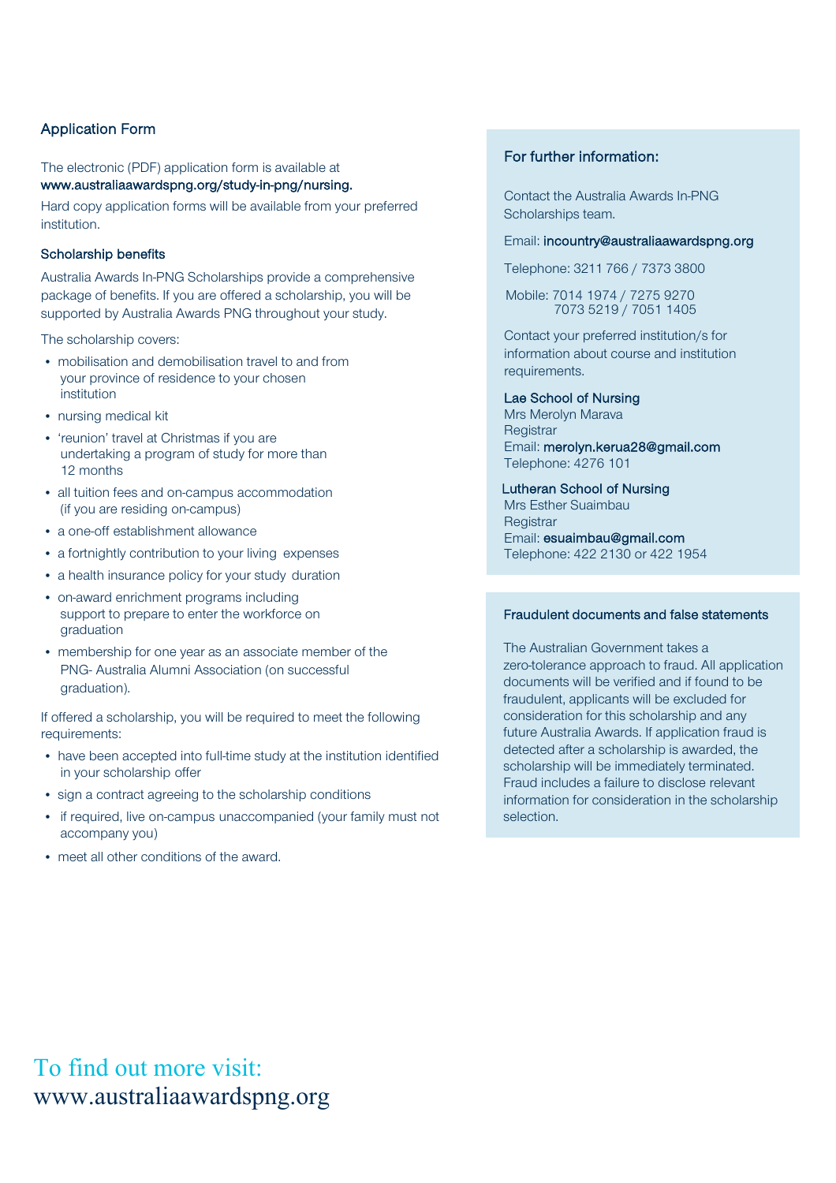## Application Form

The electronic (PDF) application form is available at **www.australiaawardspng.org/study-in-png/nursing.**

Hard copy application forms will be available from your preferred institution.

### Scholarship benefits

Australia Awards In-PNG Scholarships provide a comprehensive package of benefits. If you are offered a scholarship, you will be supported by Australia Awards PNG throughout your study.

The scholarship covers:

- mobilisation and demobilisation travel to and from your province of residence to your chosen institution
- nursing medical kit
- 'reunion' travel at Christmas if you are undertaking a program of study for more than 12 months
- all tuition fees and on-campus accommodation (if you are residing on-campus)
- a one-off establishment allowance
- a fortnightly contribution to your living expenses
- a health insurance policy for your study duration
- on-award enrichment programs including support to prepare to enter the workforce on graduation
- membership for one year as an associate member of the PNG- Australia Alumni Association (on successful graduation).

If offered a scholarship, you will be required to meet the following requirements:

- have been accepted into full-time study at the institution identified in your scholarship offer
- sign a contract agreeing to the scholarship conditions
- if required, live on-campus unaccompanied (your family must not accompany you)
- meet all other conditions of the award.

## For further information:

Contact the Australia Awards In-PNG Scholarships team.

Email: **incountry@australiaawardspng.org**

Telephone: 3211 766 / 7373 3800

Mobile: 7014 1974 / 7275 9270
7073 5219 / 7051 1405

Contact your preferred institution/s for information about course and institution requirements.

**Lae School of Nursing**
Mrs Merolyn Marava
Registrar
Email: **merolyn.kerua28@gmail.com**
Telephone: 4276 101

**Lutheran School of Nursing**
Mrs Esther Suaimbau
Registrar
Email: **esuaimbau@gmail.com**
Telephone: 422 2130 or 422 1954

### Fraudulent documents and false statements

The Australian Government takes a zero-tolerance approach to fraud. All application documents will be verified and if found to be fraudulent, applicants will be excluded for consideration for this scholarship and any future Australia Awards. If application fraud is detected after a scholarship is awarded, the scholarship will be immediately terminated. Fraud includes a failure to disclose relevant information for consideration in the scholarship selection.

To find out more visit:
www.australiaawardspng.org